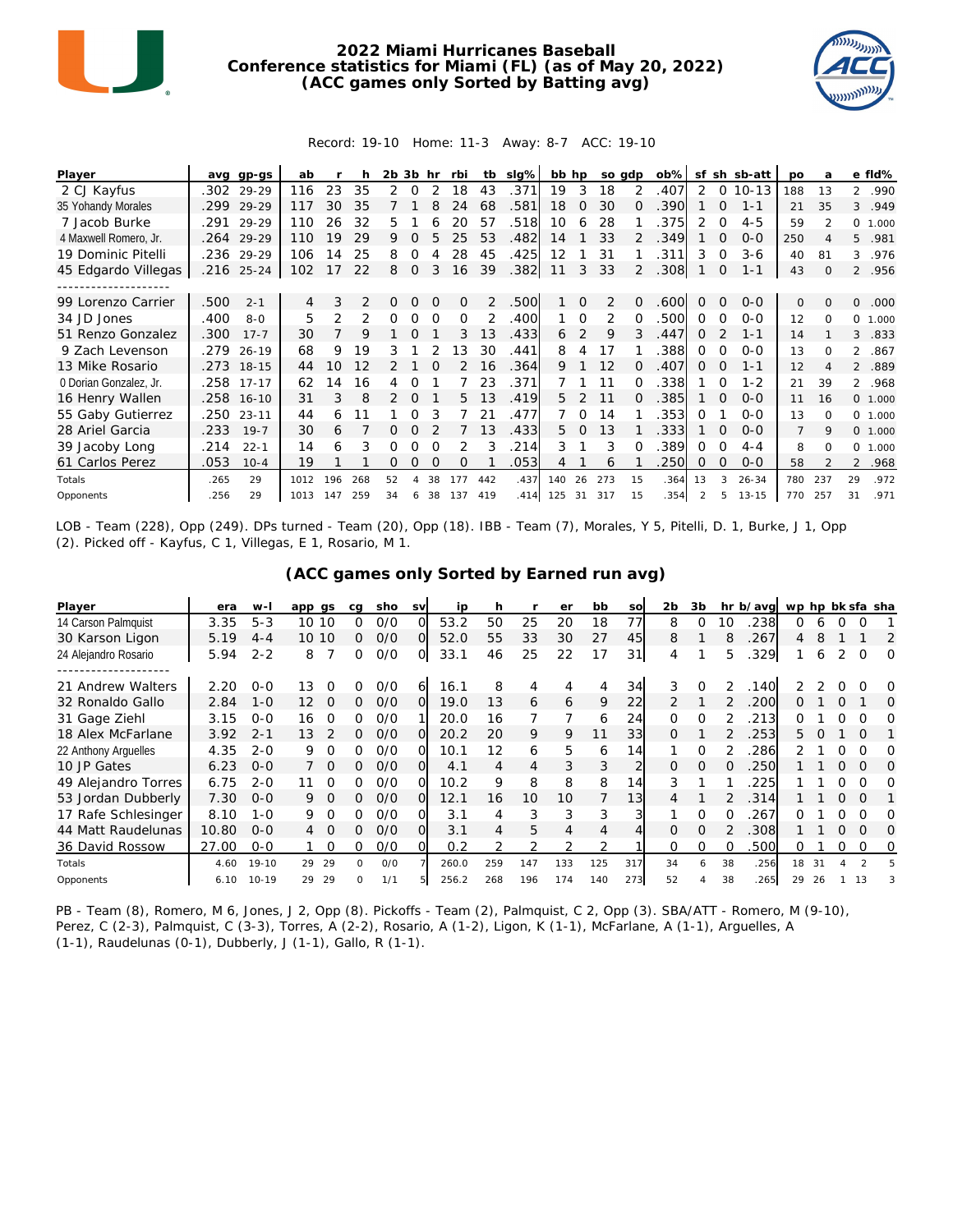# 2022 Miami Hurricanes Baseball
## Conference statistics for Miami (FL) (as of May 20, 2022)
## (ACC games only Sorted by Batting avg)

Record: 19-10 Home: 11-3 Away: 8-7 ACC: 19-10

| Player | avg | gp-gs | ab | r | h | 2b | 3b | hr | rbi | tb | slg% | bb | hp | so | gdp | ob% | sf | sh | sb-att | po | a | e | fld% |
|---|---|---|---|---|---|---|---|---|---|---|---|---|---|---|---|---|---|---|---|---|---|---|---|
| 2 CJ Kayfus | .302 | 29-29 | 116 | 23 | 35 | 2 | 0 | 2 | 18 | 43 | .371 | 19 | 3 | 18 | 2 | .407 | 2 | 0 | 10-13 | 188 | 13 | 2 | .990 |
| 35 Yohandy Morales | .299 | 29-29 | 117 | 30 | 35 | 7 | 1 | 8 | 24 | 68 | .581 | 18 | 0 | 30 | 0 | .390 | 1 | 0 | 1-1 | 21 | 35 | 3 | .949 |
| 7 Jacob Burke | .291 | 29-29 | 110 | 26 | 32 | 5 | 1 | 6 | 20 | 57 | .518 | 10 | 6 | 28 | 1 | .375 | 2 | 0 | 4-5 | 59 | 2 | 0 | 1.000 |
| 4 Maxwell Romero, Jr. | .264 | 29-29 | 110 | 19 | 29 | 9 | 0 | 5 | 25 | 53 | .482 | 14 | 1 | 33 | 2 | .349 | 1 | 0 | 0-0 | 250 | 4 | 5 | .981 |
| 19 Dominic Pitelli | .236 | 29-29 | 106 | 14 | 25 | 8 | 0 | 4 | 28 | 45 | .425 | 12 | 1 | 31 | 1 | .311 | 3 | 0 | 3-6 | 40 | 81 | 3 | .976 |
| 45 Edgardo Villegas | .216 | 25-24 | 102 | 17 | 22 | 8 | 0 | 3 | 16 | 39 | .382 | 11 | 3 | 33 | 2 | .308 | 1 | 0 | 1-1 | 43 | 0 | 2 | .956 |
| -------------------- | | | | | | | | | | | | | | | | | | | | | | | |
| 99 Lorenzo Carrier | .500 | 2-1 | 4 | 3 | 2 | 0 | 0 | 0 | 0 | 2 | .500 | 1 | 0 | 2 | 0 | .600 | 0 | 0 | 0-0 | 0 | 0 | 0 | .000 |
| 34 JD Jones | .400 | 8-0 | 5 | 2 | 2 | 0 | 0 | 0 | 0 | 2 | .400 | 1 | 0 | 2 | 0 | .500 | 0 | 0 | 0-0 | 12 | 0 | 0 | 1.000 |
| 51 Renzo Gonzalez | .300 | 17-7 | 30 | 7 | 9 | 1 | 0 | 1 | 3 | 13 | .433 | 6 | 2 | 9 | 3 | .447 | 0 | 2 | 1-1 | 14 | 1 | 3 | .833 |
| 9 Zach Levenson | .279 | 26-19 | 68 | 9 | 19 | 3 | 1 | 2 | 13 | 30 | .441 | 8 | 4 | 17 | 1 | .388 | 0 | 0 | 0-0 | 13 | 0 | 2 | .867 |
| 13 Mike Rosario | .273 | 18-15 | 44 | 10 | 12 | 2 | 1 | 0 | 2 | 16 | .364 | 9 | 1 | 12 | 0 | .407 | 0 | 0 | 1-1 | 12 | 4 | 2 | .889 |
| 0 Dorian Gonzalez, Jr. | .258 | 17-17 | 62 | 14 | 16 | 4 | 0 | 1 | 7 | 23 | .371 | 7 | 1 | 11 | 0 | .338 | 1 | 0 | 1-2 | 21 | 39 | 2 | .968 |
| 16 Henry Wallen | .258 | 16-10 | 31 | 3 | 8 | 2 | 0 | 1 | 5 | 13 | .419 | 5 | 2 | 11 | 0 | .385 | 1 | 0 | 0-0 | 11 | 16 | 0 | 1.000 |
| 55 Gaby Gutierrez | .250 | 23-11 | 44 | 6 | 11 | 1 | 0 | 3 | 7 | 21 | .477 | 7 | 0 | 14 | 1 | .353 | 0 | 1 | 0-0 | 13 | 0 | 0 | 1.000 |
| 28 Ariel Garcia | .233 | 19-7 | 30 | 6 | 7 | 0 | 0 | 2 | 7 | 13 | .433 | 5 | 0 | 13 | 1 | .333 | 1 | 0 | 0-0 | 7 | 9 | 0 | 1.000 |
| 39 Jacoby Long | .214 | 22-1 | 14 | 6 | 3 | 0 | 0 | 0 | 2 | 3 | .214 | 3 | 1 | 3 | 0 | .389 | 0 | 0 | 4-4 | 8 | 0 | 0 | 1.000 |
| 61 Carlos Perez | .053 | 10-4 | 19 | 1 | 1 | 0 | 0 | 0 | 0 | 1 | .053 | 4 | 1 | 6 | 1 | .250 | 0 | 0 | 0-0 | 58 | 2 | 2 | .968 |
| Totals | .265 | 29 | 1012 | 196 | 268 | 52 | 4 | 38 | 177 | 442 | .437 | 140 | 26 | 273 | 15 | .364 | 13 | 3 | 26-34 | 780 | 237 | 29 | .972 |
| Opponents | .256 | 29 | 1013 | 147 | 259 | 34 | 6 | 38 | 137 | 419 | .414 | 125 | 31 | 317 | 15 | .354 | 2 | 5 | 13-15 | 770 | 257 | 31 | .971 |

LOB - Team (228), Opp (249). DPs turned - Team (20), Opp (18). IBB - Team (7), Morales, Y 5, Pitelli, D. 1, Burke, J 1, Opp (2). Picked off - Kayfus, C 1, Villegas, E 1, Rosario, M 1.

## (ACC games only Sorted by Earned run avg)

| Player | era | w-l | app | gs | cg | sho | sv | ip | h | r | er | bb | so | 2b | 3b | hr | b/avg | wp | hp | bk | sfa | sha |
|---|---|---|---|---|---|---|---|---|---|---|---|---|---|---|---|---|---|---|---|---|---|---|
| 14 Carson Palmquist | 3.35 | 5-3 | 10 | 10 | 0 | 0/0 | 0 | 53.2 | 50 | 25 | 20 | 18 | 77 | 8 | 0 | 10 | .238 | 0 | 6 | 0 | 0 | 1 |
| 30 Karson Ligon | 5.19 | 4-4 | 10 | 10 | 0 | 0/0 | 0 | 52.0 | 55 | 33 | 30 | 27 | 45 | 8 | 1 | 8 | .267 | 4 | 8 | 1 | 1 | 2 |
| 24 Alejandro Rosario | 5.94 | 2-2 | 8 | 7 | 0 | 0/0 | 0 | 33.1 | 46 | 25 | 22 | 17 | 31 | 4 | 1 | 5 | .329 | 1 | 6 | 2 | 0 | 0 |
| -------------------- | | | | | | | | | | | | | | | | | | | | | | |
| 21 Andrew Walters | 2.20 | 0-0 | 13 | 0 | 0 | 0/0 | 6 | 16.1 | 8 | 4 | 4 | 4 | 34 | 3 | 0 | 2 | .140 | 2 | 2 | 0 | 0 | 0 |
| 32 Ronaldo Gallo | 2.84 | 1-0 | 12 | 0 | 0 | 0/0 | 0 | 19.0 | 13 | 6 | 6 | 9 | 22 | 2 | 1 | 2 | .200 | 0 | 1 | 0 | 1 | 0 |
| 31 Gage Ziehl | 3.15 | 0-0 | 16 | 0 | 0 | 0/0 | 1 | 20.0 | 16 | 7 | 7 | 6 | 24 | 0 | 0 | 2 | .213 | 0 | 1 | 0 | 0 | 0 |
| 18 Alex McFarlane | 3.92 | 2-1 | 13 | 2 | 0 | 0/0 | 0 | 20.2 | 20 | 9 | 9 | 11 | 33 | 0 | 1 | 2 | .253 | 5 | 0 | 1 | 0 | 1 |
| 22 Anthony Arguelles | 4.35 | 2-0 | 9 | 0 | 0 | 0/0 | 0 | 10.1 | 12 | 6 | 5 | 6 | 14 | 1 | 0 | 2 | .286 | 2 | 1 | 0 | 0 | 0 |
| 10 JP Gates | 6.23 | 0-0 | 7 | 0 | 0 | 0/0 | 0 | 4.1 | 4 | 4 | 3 | 3 | 2 | 0 | 0 | 0 | .250 | 1 | 1 | 0 | 0 | 0 |
| 49 Alejandro Torres | 6.75 | 2-0 | 11 | 0 | 0 | 0/0 | 0 | 10.2 | 9 | 8 | 8 | 8 | 14 | 3 | 1 | 1 | .225 | 1 | 1 | 0 | 0 | 0 |
| 53 Jordan Dubberly | 7.30 | 0-0 | 9 | 0 | 0 | 0/0 | 0 | 12.1 | 16 | 10 | 10 | 7 | 13 | 4 | 1 | 2 | .314 | 1 | 1 | 0 | 0 | 1 |
| 17 Rafe Schlesinger | 8.10 | 1-0 | 9 | 0 | 0 | 0/0 | 0 | 3.1 | 4 | 3 | 3 | 3 | 3 | 1 | 0 | 0 | .267 | 0 | 1 | 0 | 0 | 0 |
| 44 Matt Raudelunas | 10.80 | 0-0 | 4 | 0 | 0 | 0/0 | 0 | 3.1 | 4 | 5 | 4 | 4 | 4 | 0 | 0 | 2 | .308 | 1 | 1 | 0 | 0 | 0 |
| 36 David Rossow | 27.00 | 0-0 | 1 | 0 | 0 | 0/0 | 0 | 0.2 | 2 | 2 | 2 | 2 | 1 | 0 | 0 | 0 | .500 | 0 | 1 | 0 | 0 | 0 |
| Totals | 4.60 | 19-10 | 29 | 29 | 0 | 0/0 | 7 | 260.0 | 259 | 147 | 133 | 125 | 317 | 34 | 6 | 38 | .256 | 18 | 31 | 4 | 2 | 5 |
| Opponents | 6.10 | 10-19 | 29 | 29 | 0 | 1/1 | 5 | 256.2 | 268 | 196 | 174 | 140 | 273 | 52 | 4 | 38 | .265 | 29 | 26 | 1 | 13 | 3 |

PB - Team (8), Romero, M 6, Jones, J 2, Opp (8). Pickoffs - Team (2), Palmquist, C 2, Opp (3). SBA/ATT - Romero, M (9-10), Perez, C (2-3), Palmquist, C (3-3), Torres, A (2-2), Rosario, A (1-2), Ligon, K (1-1), McFarlane, A (1-1), Arguelles, A (1-1), Raudelunas (0-1), Dubberly, J (1-1), Gallo, R (1-1).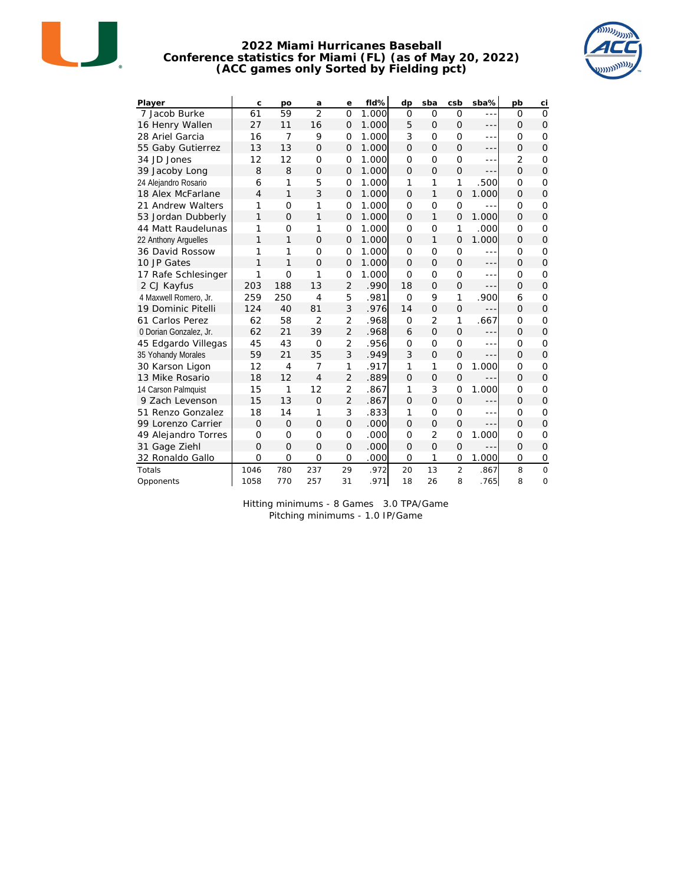# 2022 Miami Hurricanes Baseball
## Conference statistics for Miami (FL) (as of May 20, 2022)
## (ACC games only Sorted by Fielding pct)

| Player | c | po | a | e | fld% | dp | sba | csb | sba% | pb | ci |
|---|---|---|---|---|---|---|---|---|---|---|---|
| 7 Jacob Burke | 61 | 59 | 2 | 0 | 1.000 | 0 | 0 | 0 | --- | 0 | 0 |
| 16 Henry Wallen | 27 | 11 | 16 | 0 | 1.000 | 5 | 0 | 0 | --- | 0 | 0 |
| 28 Ariel Garcia | 16 | 7 | 9 | 0 | 1.000 | 3 | 0 | 0 | --- | 0 | 0 |
| 55 Gaby Gutierrez | 13 | 13 | 0 | 0 | 1.000 | 0 | 0 | 0 | --- | 0 | 0 |
| 34 JD Jones | 12 | 12 | 0 | 0 | 1.000 | 0 | 0 | 0 | --- | 2 | 0 |
| 39 Jacoby Long | 8 | 8 | 0 | 0 | 1.000 | 0 | 0 | 0 | --- | 0 | 0 |
| 24 Alejandro Rosario | 6 | 1 | 5 | 0 | 1.000 | 1 | 1 | 1 | .500 | 0 | 0 |
| 18 Alex McFarlane | 4 | 1 | 3 | 0 | 1.000 | 0 | 1 | 0 | 1.000 | 0 | 0 |
| 21 Andrew Walters | 1 | 0 | 1 | 0 | 1.000 | 0 | 0 | 0 | --- | 0 | 0 |
| 53 Jordan Dubberly | 1 | 0 | 1 | 0 | 1.000 | 0 | 1 | 0 | 1.000 | 0 | 0 |
| 44 Matt Raudelunas | 1 | 0 | 1 | 0 | 1.000 | 0 | 0 | 1 | .000 | 0 | 0 |
| 22 Anthony Arguelles | 1 | 1 | 0 | 0 | 1.000 | 0 | 1 | 0 | 1.000 | 0 | 0 |
| 36 David Rossow | 1 | 1 | 0 | 0 | 1.000 | 0 | 0 | 0 | --- | 0 | 0 |
| 10 JP Gates | 1 | 1 | 0 | 0 | 1.000 | 0 | 0 | 0 | --- | 0 | 0 |
| 17 Rafe Schlesinger | 1 | 0 | 1 | 0 | 1.000 | 0 | 0 | 0 | --- | 0 | 0 |
| 2 CJ Kayfus | 203 | 188 | 13 | 2 | .990 | 18 | 0 | 0 | --- | 0 | 0 |
| 4 Maxwell Romero, Jr. | 259 | 250 | 4 | 5 | .981 | 0 | 9 | 1 | .900 | 6 | 0 |
| 19 Dominic Pitelli | 124 | 40 | 81 | 3 | .976 | 14 | 0 | 0 | --- | 0 | 0 |
| 61 Carlos Perez | 62 | 58 | 2 | 2 | .968 | 0 | 2 | 1 | .667 | 0 | 0 |
| 0 Dorian Gonzalez, Jr. | 62 | 21 | 39 | 2 | .968 | 6 | 0 | 0 | --- | 0 | 0 |
| 45 Edgardo Villegas | 45 | 43 | 0 | 2 | .956 | 0 | 0 | 0 | --- | 0 | 0 |
| 35 Yohandy Morales | 59 | 21 | 35 | 3 | .949 | 3 | 0 | 0 | --- | 0 | 0 |
| 30 Karson Ligon | 12 | 4 | 7 | 1 | .917 | 1 | 1 | 0 | 1.000 | 0 | 0 |
| 13 Mike Rosario | 18 | 12 | 4 | 2 | .889 | 0 | 0 | 0 | --- | 0 | 0 |
| 14 Carson Palmquist | 15 | 1 | 12 | 2 | .867 | 1 | 3 | 0 | 1.000 | 0 | 0 |
| 9 Zach Levenson | 15 | 13 | 0 | 2 | .867 | 0 | 0 | 0 | --- | 0 | 0 |
| 51 Renzo Gonzalez | 18 | 14 | 1 | 3 | .833 | 1 | 0 | 0 | --- | 0 | 0 |
| 99 Lorenzo Carrier | 0 | 0 | 0 | 0 | .000 | 0 | 0 | 0 | --- | 0 | 0 |
| 49 Alejandro Torres | 0 | 0 | 0 | 0 | .000 | 0 | 2 | 0 | 1.000 | 0 | 0 |
| 31 Gage Ziehl | 0 | 0 | 0 | 0 | .000 | 0 | 0 | 0 | --- | 0 | 0 |
| 32 Ronaldo Gallo | 0 | 0 | 0 | 0 | .000 | 0 | 1 | 0 | 1.000 | 0 | 0 |
| Totals | 1046 | 780 | 237 | 29 | .972 | 20 | 13 | 2 | .867 | 8 | 0 |
| Opponents | 1058 | 770 | 257 | 31 | .971 | 18 | 26 | 8 | .765 | 8 | 0 |

Hitting minimums - 8 Games 3.0 TPA/Game
Pitching minimums - 1.0 IP/Game